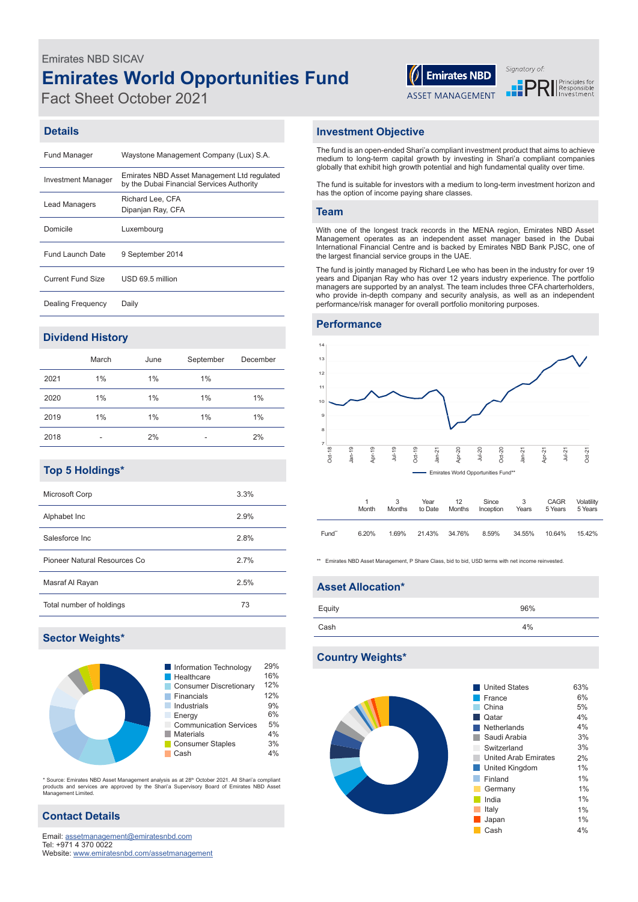Emirates NBD SICAV

# Emirates World Opportunities Fund

Fact Sheet October 2021

Emirates NBD ASSET MANAGEMENT

Signatory of: PRI Principles for Responsible Investment

## Details

| | |
|---|---|
| Fund Manager | Waystone Management Company (Lux) S.A. |
| Investment Manager | Emirates NBD Asset Management Ltd regulated by the Dubai Financial Services Authority |
| Lead Managers | Richard Lee, CFA<br>Dipanjan Ray, CFA |
| Domicile | Luxembourg |
| Fund Launch Date | 9 September 2014 |
| Current Fund Size | USD 69.5 million |
| Dealing Frequency | Daily |

## Dividend History

| | March | June | September | December |
|---|---|---|---|---|
| 2021 | 1% | 1% | 1% | |
| 2020 | 1% | 1% | 1% | 1% |
| 2019 | 1% | 1% | 1% | 1% |
| 2018 | - | 2% | - | 2% |

## Top 5 Holdings*

| | |
|---|---|
| Microsoft Corp | 3.3% |
| Alphabet Inc | 2.9% |
| Salesforce Inc | 2.8% |
| Pioneer Natural Resources Co | 2.7% |
| Masraf Al Rayan | 2.5% |
| Total number of holdings | 73 |

## Sector Weights*

| Sector | Weight |
|---|---|
| Information Technology | 29% |
| Healthcare | 16% |
| Consumer Discretionary | 12% |
| Financials | 12% |
| Industrials | 9% |
| Energy | 6% |
| Communication Services | 5% |
| Materials | 4% |
| Consumer Staples | 3% |
| Cash | 4% |

\* Source: Emirates NBD Asset Management analysis as at 28th October 2021. All Shari'a compliant products and services are approved by the Shari'a Supervisory Board of Emirates NBD Asset Management Limited.

## Contact Details

Email: assetmanagement@emiratesnbd.com
Tel: +971 4 370 0022
Website: www.emiratesnbd.com/assetmanagement

## Investment Objective

The fund is an open-ended Shari'a compliant investment product that aims to achieve medium to long-term capital growth by investing in Shari'a compliant companies globally that exhibit high growth potential and high fundamental quality over time.

The fund is suitable for investors with a medium to long-term investment horizon and has the option of income paying share classes.

## Team

With one of the longest track records in the MENA region, Emirates NBD Asset Management operates as an independent asset manager based in the Dubai International Financial Centre and is backed by Emirates NBD Bank PJSC, one of the largest financial service groups in the UAE.

The fund is jointly managed by Richard Lee who has been in the industry for over 19 years and Dipanjan Ray who has over 12 years industry experience. The portfolio managers are supported by an analyst. The team includes three CFA charterholders, who provide in-depth company and security analysis, as well as an independent performance/risk manager for overall portfolio monitoring purposes.

## Performance

| | 1 Month | 3 Months | Year to Date | 12 Months | Since Inception | 3 Years | CAGR 5 Years | Volatility 5 Years |
|---|---|---|---|---|---|---|---|---|
| Fund** | 6.20% | 1.69% | 21.43% | 34.76% | 8.59% | 34.55% | 10.64% | 15.42% |

** Emirates NBD Asset Management, P Share Class, bid to bid, USD terms with net income reinvested.

## Asset Allocation*

| | |
|---|---|
| Equity | 96% |
| Cash | 4% |

## Country Weights*

| Country | Weight |
|---|---|
| United States | 63% |
| France | 6% |
| China | 5% |
| Qatar | 4% |
| Netherlands | 4% |
| Saudi Arabia | 3% |
| Switzerland | 3% |
| United Arab Emirates | 2% |
| United Kingdom | 1% |
| Finland | 1% |
| Germany | 1% |
| India | 1% |
| Italy | 1% |
| Japan | 1% |
| Cash | 4% |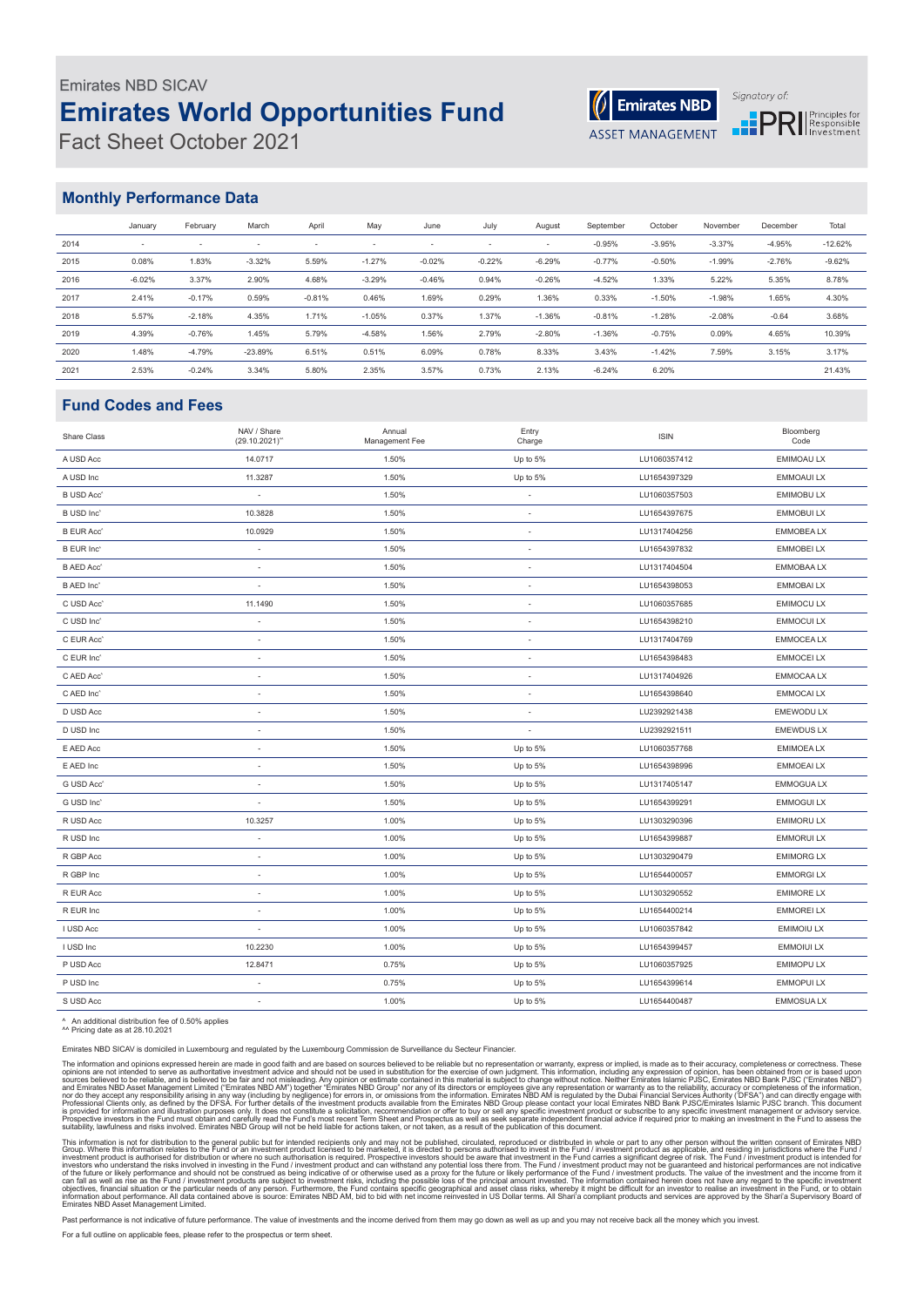Emirates NBD SICAV

# Emirates World Opportunities Fund

Fact Sheet October 2021

Signatory of: PRI Principles for Responsible Investment

Emirates NBD ASSET MANAGEMENT

## Monthly Performance Data

| | January | February | March | April | May | June | July | August | September | October | November | December | Total |
|---|---|---|---|---|---|---|---|---|---|---|---|---|---|
| 2014 | - | - | - | - | - | - | - | - | -0.95% | -3.95% | -3.37% | -4.95% | -12.62% |
| 2015 | 0.08% | 1.83% | -3.32% | 5.59% | -1.27% | -0.02% | -0.22% | -6.29% | -0.77% | -0.50% | -1.99% | -2.76% | -9.62% |
| 2016 | -6.02% | 3.37% | 2.90% | 4.68% | -3.29% | -0.46% | 0.94% | -0.26% | -4.52% | 1.33% | 5.22% | 5.35% | 8.78% |
| 2017 | 2.41% | -0.17% | 0.59% | -0.81% | 0.46% | 1.69% | 0.29% | 1.36% | 0.33% | -1.50% | -1.98% | 1.65% | 4.30% |
| 2018 | 5.57% | -2.18% | 4.35% | 1.71% | -1.05% | 0.37% | 1.37% | -1.36% | -0.81% | -1.28% | -2.08% | -0.64 | 3.68% |
| 2019 | 4.39% | -0.76% | 1.45% | 5.79% | -4.58% | 1.56% | 2.79% | -2.80% | -1.36% | -0.75% | 0.09% | 4.65% | 10.39% |
| 2020 | 1.48% | -4.79% | -23.89% | 6.51% | 0.51% | 6.09% | 0.78% | 8.33% | 3.43% | -1.42% | 7.59% | 3.15% | 3.17% |
| 2021 | 2.53% | -0.24% | 3.34% | 5.80% | 2.35% | 3.57% | 0.73% | 2.13% | -6.24% | 6.20% | | | 21.43% |

## Fund Codes and Fees

| Share Class | NAV / Share (29.10.2021)^^ | Annual Management Fee | Entry Charge | ISIN | Bloomberg Code |
|---|---|---|---|---|---|
| A USD Acc | 14.0717 | 1.50% | Up to 5% | LU1060357412 | EMIMOAU LX |
| A USD Inc | 11.3287 | 1.50% | Up to 5% | LU1654397329 | EMMOAUI LX |
| B USD Acc^ | - | 1.50% | - | LU1060357503 | EMIMOBU LX |
| B USD Inc^ | 10.3828 | 1.50% | - | LU1654397675 | EMMOBUI LX |
| B EUR Acc^ | 10.0929 | 1.50% | - | LU1317404256 | EMMOBEA LX |
| B EUR Inc^ | - | 1.50% | - | LU1654397832 | EMMOBEI LX |
| B AED Acc^ | - | 1.50% | - | LU1317404504 | EMMOBAA LX |
| B AED Inc^ | - | 1.50% | - | LU1654398053 | EMMOBAI LX |
| C USD Acc^ | 11.1490 | 1.50% | - | LU1060357685 | EMIMOCU LX |
| C USD Inc^ | - | 1.50% | - | LU1654398210 | EMMOCUI LX |
| C EUR Acc^ | - | 1.50% | - | LU1317404769 | EMMOCEA LX |
| C EUR Inc^ | - | 1.50% | - | LU1654398483 | EMMOCEI LX |
| C AED Acc^ | - | 1.50% | - | LU1317404926 | EMMOCAA LX |
| C AED Inc^ | - | 1.50% | - | LU1654398640 | EMMOCAI LX |
| D USD Acc | - | 1.50% | - | LU2392921438 | EMEWODU LX |
| D USD Inc | - | 1.50% | - | LU2392921511 | EMEWDUS LX |
| E AED Acc | - | 1.50% | Up to 5% | LU1060357768 | EMIMOEA LX |
| E AED Inc | - | 1.50% | Up to 5% | LU1654398996 | EMMOEAI LX |
| G USD Acc^ | - | 1.50% | Up to 5% | LU1317405147 | EMMOGUA LX |
| G USD Inc^ | - | 1.50% | Up to 5% | LU1654399291 | EMMOGUI LX |
| R USD Acc | 10.3257 | 1.00% | Up to 5% | LU1303290396 | EMIMORU LX |
| R USD Inc | - | 1.00% | Up to 5% | LU1654399887 | EMMORUI LX |
| R GBP Acc | - | 1.00% | Up to 5% | LU1303290479 | EMIMORG LX |
| R GBP Inc | - | 1.00% | Up to 5% | LU1654400057 | EMMORGI LX |
| R EUR Acc | - | 1.00% | Up to 5% | LU1303290552 | EMIMORE LX |
| R EUR Inc | - | 1.00% | Up to 5% | LU1654400214 | EMMOREI LX |
| I USD Acc | - | 1.00% | Up to 5% | LU1060357842 | EMIMOIU LX |
| I USD Inc | 10.2230 | 1.00% | Up to 5% | LU1654399457 | EMMOIUI LX |
| P USD Acc | 12.8471 | 0.75% | Up to 5% | LU1060357925 | EMIMOPU LX |
| P USD Inc | - | 0.75% | Up to 5% | LU1654399614 | EMMOPUI LX |
| S USD Acc | - | 1.00% | Up to 5% | LU1654400487 | EMMOSUA LX |

^ An additional distribution fee of 0.50% applies
^^ Pricing date as at 28.10.2021

Emirates NBD SICAV is domiciled in Luxembourg and regulated by the Luxembourg Commission de Surveillance du Secteur Financier.

The information and opinions expressed herein are made in good faith and are based on sources believed to be reliable but no representation or warranty, express or implied, is made as to their accuracy, completeness or correctness. These opinions are not intended to serve as authoritative investment advice and should not be used in substitution for the exercise of own judgment. This information, including any expression of opinion, has been obtained from or is based upon sources believed to be reliable, and is believed to be fair and not misleading. Any opinion or estimate contained in this material is subject to change without notice. Neither Emirates Islamic PJSC, Emirates NBD Bank PJSC ("Emirates NBD") and Emirates NBD Asset Management Limited ("Emirates NBD AM") together "Emirates NBD Group" nor any of its directors or employees give any representation or warranty as to the reliability, accuracy or completeness of the information, nor do they accept any responsibility arising in any way (including by negligence) for errors in, or omissions from the information. Emirates NBD AM is regulated by the Dubai Financial Services Authority ("DFSA") and can directly engage with Professional Clients only, as defined by the DFSA. For further details of the investment products available from the Emirates NBD Group please contact your local Emirates NBD Bank PJSC/Emirates Islamic PJSC branch. This document is provided for information and illustration purposes only. It does not constitute a solicitation, recommendation or offer to buy or sell any specific investment product or subscribe to any specific investment management or advisory service. Prospective investors in the Fund must obtain and carefully read the Fund's most recent Term Sheet and Prospectus as well as seek separate independent financial advice if required prior to making an investment in the Fund to assess the suitability, lawfulness and risks involved. Emirates NBD Group will not be held liable for actions taken, or not taken, as a result of the publication of this document.

This information is not for distribution to the general public but for intended recipients only and may not be published, circulated, reproduced or distributed in whole or part to any other person without the written consent of Emirates NBD Group. Where this information relates to the Fund or an investment product licensed to be marketed, it is directed to persons authorised to invest in the Fund / investment product as applicable, and residing in jurisdictions where the Fund / investment product is authorised for distribution or where no such authorisation is required. Prospective investors should be aware that investment in the Fund carries a significant degree of risk. The Fund / investment product is intended for investors who understand the risks involved in investing in the Fund / investment product and can withstand any potential loss there from. The Fund / investment product may not be guaranteed and historical performances are not indicative of the future or likely performance and should not be construed as being indicative of or otherwise used as a proxy for the future or likely performance of the Fund / investment products. The value of the investment and the income from it can fall as well as rise as the Fund / investment products are subject to investment risks, including the possible loss of the principal amount invested. The information contained herein does not have any regard to the specific investment objectives, financial situation or the particular needs of any person. Furthermore, the Fund contains specific geographical and asset class risks, whereby it might be difficult for an investor to realise an investment in the Fund, or to obtain information about performance. All data contained above is source: Emirates NBD AM, bid to bid with net income reinvested in US Dollar terms. All Shari'a compliant products and services are approved by the Shari'a Supervisory Board of Emirates NBD Asset Management Limited.

Past performance is not indicative of future performance. The value of investments and the income derived from them may go down as well as up and you may not receive back all the money which you invest.

For a full outline on applicable fees, please refer to the prospectus or term sheet.